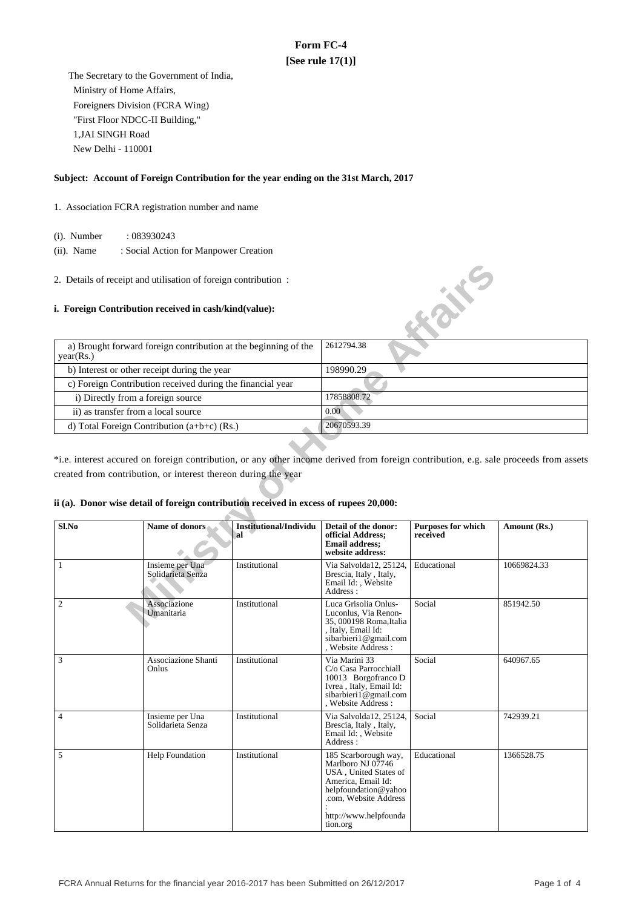# Form FC-4

**[See rule 17(1)]**

The Secretary to the Government of India,
Ministry of Home Affairs,
Foreigners Division (FCRA Wing)
"First Floor NDCC-II Building,"
1,JAI SINGH Road
New Delhi - 110001

**Subject: Account of Foreign Contribution for the year ending on the 31st March, 2017**

1. Association FCRA registration number and name

(i). Number : 083930243

(ii). Name : Social Action for Manpower Creation

2. Details of receipt and utilisation of foreign contribution :

**i. Foreign Contribution received in cash/kind(value):**

| | |
|---|---|
| a) Brought forward foreign contribution at the beginning of the year(Rs.) | 2612794.38 |
| b) Interest or other receipt during the year | 198990.29 |
| c) Foreign Contribution received during the financial year | |
| i) Directly from a foreign source | 17858808.72 |
| ii) as transfer from a local source | 0.00 |
| d) Total Foreign Contribution (a+b+c) (Rs.) | 20670593.39 |

*i.e. interest accured on foreign contribution, or any other income derived from foreign contribution, e.g. sale proceeds from assets created from contribution, or interest thereon during the year

**ii (a). Donor wise detail of foreign contribution received in excess of rupees 20,000:**

| Sl.No | Name of donors | Institutional/Individual | Detail of the donor: official Address; Email address; website address: | Purposes for which received | Amount (Rs.) |
|---|---|---|---|---|---|
| 1 | Insieme per Una Solidarieta Senza | Institutional | Via Salvolda12, 25124, Brescia, Italy , Italy, Email Id: , Website Address : | Educational | 10669824.33 |
| 2 | Associazione Umanitaria | Institutional | Luca Grisolia Onlus-Luconlus, Via Renon-35, 000198 Roma,Italia , Italy, Email Id: sibarbieri1@gmail.com , Website Address : | Social | 851942.50 |
| 3 | Associazione Shanti Onlus | Institutional | Via Marini 33 C/o Casa Parrocchiall 10013 Borgofranco D Ivrea , Italy, Email Id: sibarbieri1@gmail.com , Website Address : | Social | 640967.65 |
| 4 | Insieme per Una Solidarieta Senza | Institutional | Via Salvolda12, 25124, Brescia, Italy , Italy, Email Id: , Website Address : | Social | 742939.21 |
| 5 | Help Foundation | Institutional | 185 Scarborough way, Marlboro NJ 07746 USA , United States of America, Email Id: helpfoundation@yahoo.com, Website Address : http://www.helpfoundation.org | Educational | 1366528.75 |

FCRA Annual Returns for the financial year 2016-2017 has been Submitted on 26/12/2017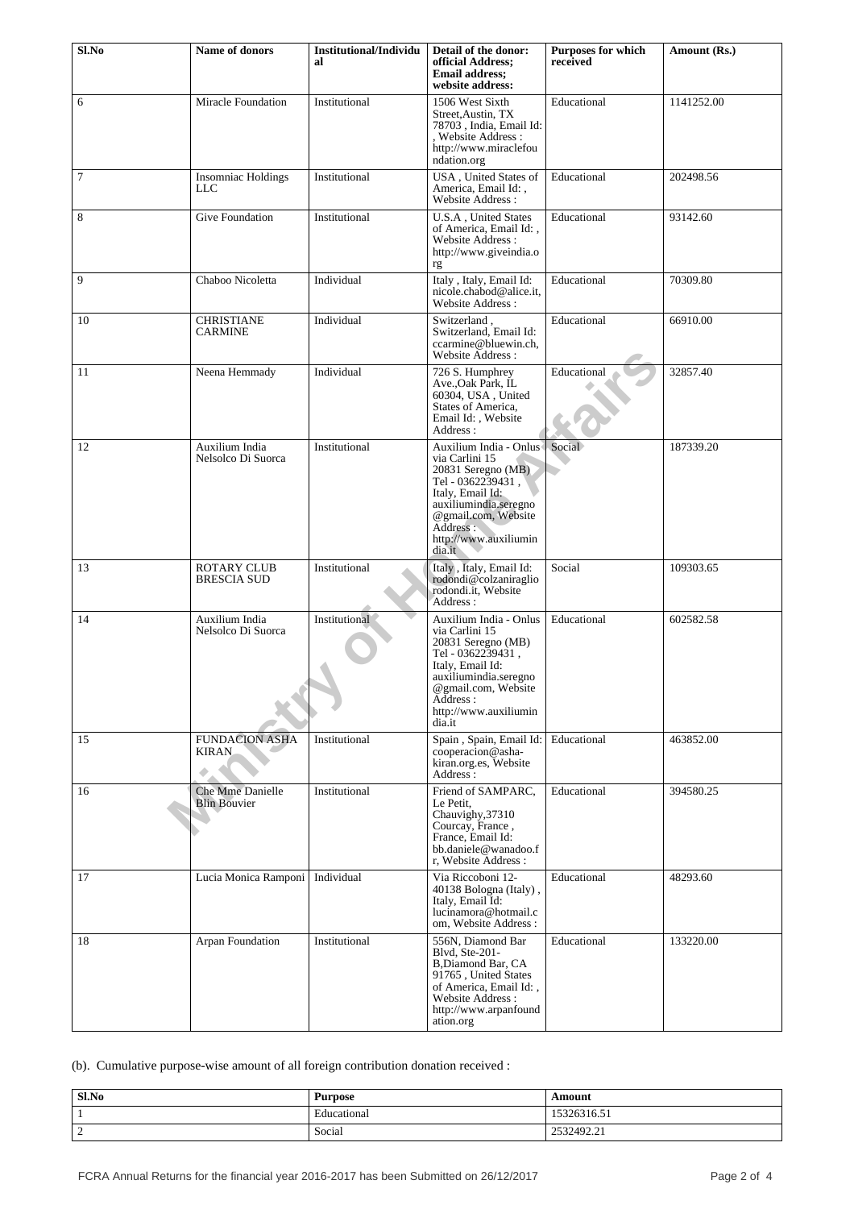| Sl.No | Name of donors | Institutional/Individual | Detail of the donor: official Address; Email address; website address: | Purposes for which received | Amount (Rs.) |
|---|---|---|---|---|---|
| 6 | Miracle Foundation | Institutional | 1506 West Sixth Street,Austin, TX 78703 , India, Email Id: , Website Address : http://www.miraclefoundation.org | Educational | 1141252.00 |
| 7 | Insomniac Holdings LLC | Institutional | USA , United States of America, Email Id: , Website Address : | Educational | 202498.56 |
| 8 | Give Foundation | Institutional | U.S.A , United States of America, Email Id: , Website Address : http://www.giveindia.org | Educational | 93142.60 |
| 9 | Chaboo Nicoletta | Individual | Italy , Italy, Email Id: nicole.chabod@alice.it, Website Address : | Educational | 70309.80 |
| 10 | CHRISTIANE CARMINE | Individual | Switzerland , Switzerland, Email Id: ccarmine@bluewin.ch, Website Address : | Educational | 66910.00 |
| 11 | Neena Hemmady | Individual | 726 S. Humphrey Ave.,Oak Park, IL 60304, USA , United States of America, Email Id: , Website Address : | Educational | 32857.40 |
| 12 | Auxilium India Nelsolco Di Suorca | Institutional | Auxilium India - Onlus via Carlini 15 20831 Seregno (MB) Tel - 0362239431 , Italy, Email Id: auxiliumindia.seregno@gmail.com, Website Address : http://www.auxiliumindia.it | Social | 187339.20 |
| 13 | ROTARY CLUB BRESCIA SUD | Institutional | Italy , Italy, Email Id: rodondi@colzaniraglio rodondi.it, Website Address : | Social | 109303.65 |
| 14 | Auxilium India Nelsolco Di Suorca | Institutional | Auxilium India - Onlus via Carlini 15 20831 Seregno (MB) Tel - 0362239431 , Italy, Email Id: auxiliumindia.seregno@gmail.com, Website Address : http://www.auxiliumindia.it | Educational | 602582.58 |
| 15 | FUNDACION ASHA KIRAN | Institutional | Spain , Spain, Email Id: cooperacion@asha-kiran.org.es, Website Address : | Educational | 463852.00 |
| 16 | Che Mme Danielle Blin Bouvier | Institutional | Friend of SAMPARC, Le Petit, Chauvighy,37310 Courcay, France , France, Email Id: bb.daniele@wanadoo.fr, Website Address : | Educational | 394580.25 |
| 17 | Lucia Monica Ramponi | Individual | Via Riccoboni 12-40138 Bologna (Italy) , Italy, Email Id: lucinamora@hotmail.com, Website Address : | Educational | 48293.60 |
| 18 | Arpan Foundation | Institutional | 556N, Diamond Bar Blvd, Ste-201-B,Diamond Bar, CA 91765 , United States of America, Email Id: , Website Address : http://www.arpanfoundation.org | Educational | 133220.00 |

(b). Cumulative purpose-wise amount of all foreign contribution donation received :

| Sl.No | Purpose | Amount |
|---|---|---|
| 1 | Educational | 15326316.51 |
| 2 | Social | 2532492.21 |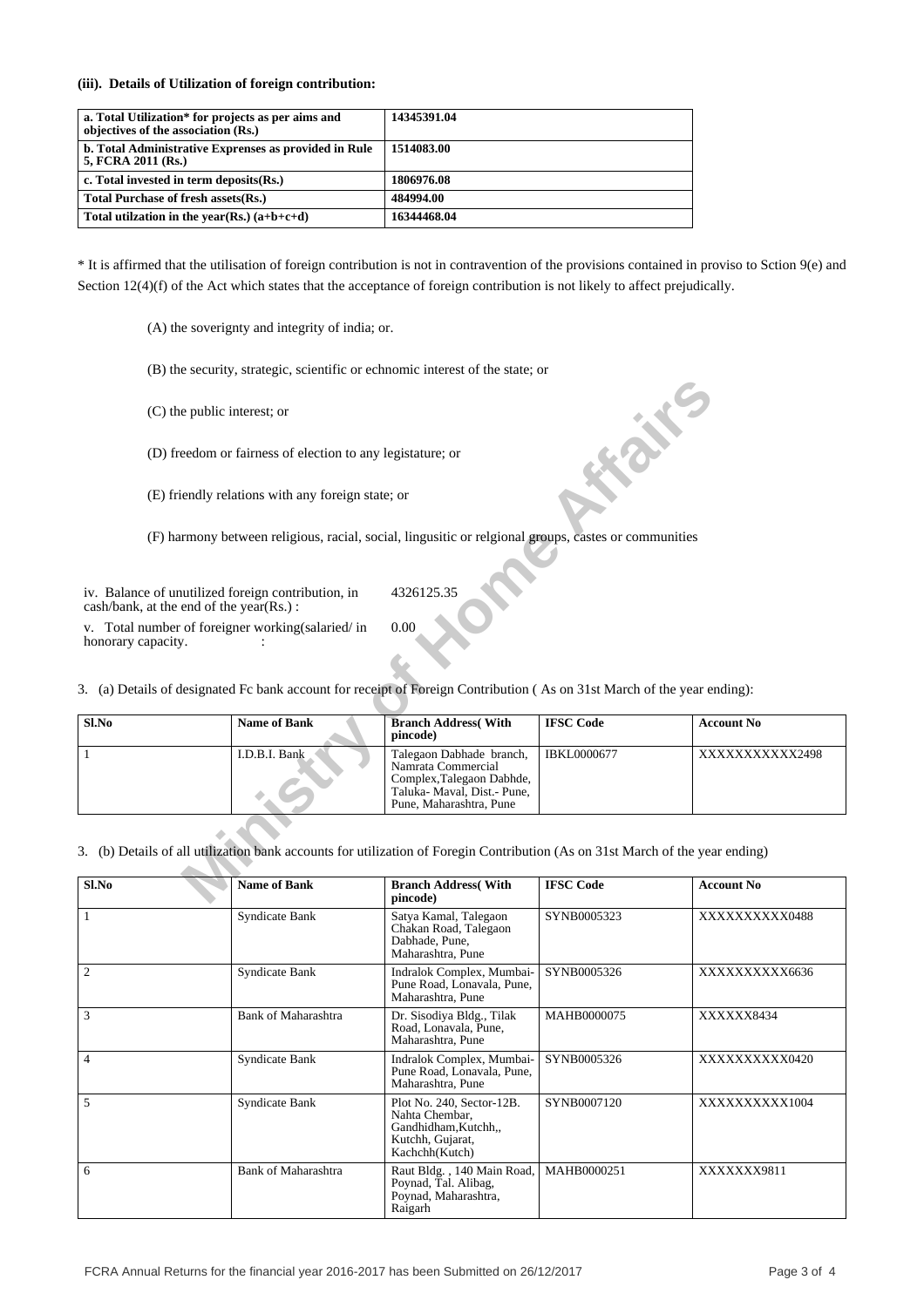**(iii). Details of Utilization of foreign contribution:**

| a. Total Utilization* for projects as per aims and objectives of the association (Rs.) | 14345391.04 |
|---|---|
| b. Total Administrative Exprenses as provided in Rule 5, FCRA 2011 (Rs.) | 1514083.00 |
| c. Total invested in term deposits(Rs.) | 1806976.08 |
| Total Purchase of fresh assets(Rs.) | 484994.00 |
| Total utilzation in the year(Rs.) (a+b+c+d) | 16344468.04 |

* It is affirmed that the utilisation of foreign contribution is not in contravention of the provisions contained in proviso to Sction 9(e) and Section 12(4)(f) of the Act which states that the acceptance of foreign contribution is not likely to affect prejudically.

(A) the soverignty and integrity of india; or.

(B) the security, strategic, scientific or echnomic interest of the state; or

(C) the public interest; or

(D) freedom or fairness of election to any legistature; or

(E) friendly relations with any foreign state; or

(F) harmony between religious, racial, social, lingusitic or relgional groups, castes or communities

iv. Balance of unutilized foreign contribution, in cash/bank, at the end of the year(Rs.) : 4326125.35

v. Total number of foreigner working(salaried/ in honorary capacity. : 0.00

3. (a) Details of designated Fc bank account for receipt of Foreign Contribution ( As on 31st March of the year ending):

| Sl.No | Name of Bank | Branch Address( With pincode) | IFSC Code | Account No |
|---|---|---|---|---|
| 1 | I.D.B.I. Bank | Talegaon Dabhade branch, Namrata Commercial Complex,Talegaon Dabhde, Taluka- Maval, Dist.- Pune, Pune, Maharashtra, Pune | IBKL0000677 | XXXXXXXXXXX2498 |

3. (b) Details of all utilization bank accounts for utilization of Foregin Contribution (As on 31st March of the year ending)

| Sl.No | Name of Bank | Branch Address( With pincode) | IFSC Code | Account No |
|---|---|---|---|---|
| 1 | Syndicate Bank | Satya Kamal, Talegaon Chakan Road, Talegaon Dabhade, Pune, Maharashtra, Pune | SYNB0005323 | XXXXXXXXXX0488 |
| 2 | Syndicate Bank | Indralok Complex, Mumbai-Pune Road, Lonavala, Pune, Maharashtra, Pune | SYNB0005326 | XXXXXXXXXX6636 |
| 3 | Bank of Maharashtra | Dr. Sisodiya Bldg., Tilak Road, Lonavala, Pune, Maharashtra, Pune | MAHB0000075 | XXXXXX8434 |
| 4 | Syndicate Bank | Indralok Complex, Mumbai-Pune Road, Lonavala, Pune, Maharashtra, Pune | SYNB0005326 | XXXXXXXXXX0420 |
| 5 | Syndicate Bank | Plot No. 240, Sector-12B. Nahta Chembar, Gandhidham,Kutchh,, Kutchh, Gujarat, Kachchh(Kutch) | SYNB0007120 | XXXXXXXXXX1004 |
| 6 | Bank of Maharashtra | Raut Bldg. , 140 Main Road, Poynad, Tal. Alibag, Poynad, Maharashtra, Raigarh | MAHB0000251 | XXXXXXX9811 |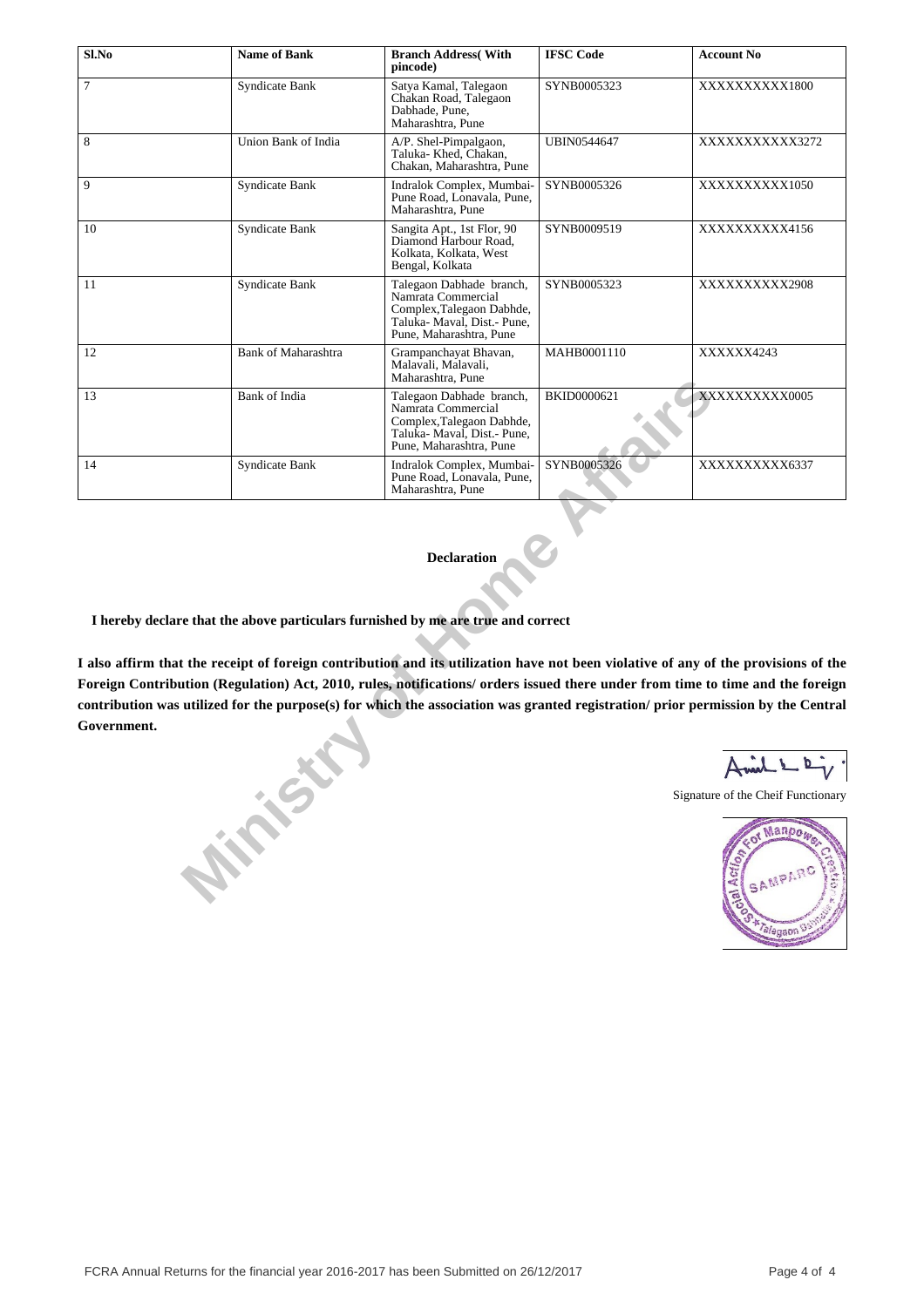| Sl.No | Name of Bank | Branch Address( With pincode) | IFSC Code | Account No |
|---|---|---|---|---|
| 7 | Syndicate Bank | Satya Kamal, Talegaon Chakan Road, Talegaon Dabhade, Pune, Maharashtra, Pune | SYNB0005323 | XXXXXXXXXX1800 |
| 8 | Union Bank of India | A/P. Shel-Pimpalgaon, Taluka- Khed, Chakan, Chakan, Maharashtra, Pune | UBIN0544647 | XXXXXXXXXXX3272 |
| 9 | Syndicate Bank | Indralok Complex, Mumbai-Pune Road, Lonavala, Pune, Maharashtra, Pune | SYNB0005326 | XXXXXXXXXX1050 |
| 10 | Syndicate Bank | Sangita Apt., 1st Flor, 90 Diamond Harbour Road, Kolkata, Kolkata, West Bengal, Kolkata | SYNB0009519 | XXXXXXXXXX4156 |
| 11 | Syndicate Bank | Talegaon Dabhade branch, Namrata Commercial Complex,Talegaon Dabhde, Taluka- Maval, Dist.- Pune, Pune, Maharashtra, Pune | SYNB0005323 | XXXXXXXXXX2908 |
| 12 | Bank of Maharashtra | Grampanchayat Bhavan, Malavali, Malavali, Maharashtra, Pune | MAHB0001110 | XXXXXX4243 |
| 13 | Bank of India | Talegaon Dabhade branch, Namrata Commercial Complex,Talegaon Dabhde, Taluka- Maval, Dist.- Pune, Pune, Maharashtra, Pune | BKID0000621 | XXXXXXXXXX0005 |
| 14 | Syndicate Bank | Indralok Complex, Mumbai-Pune Road, Lonavala, Pune, Maharashtra, Pune | SYNB0005326 | XXXXXXXXXX6337 |

**Declaration**

**I hereby declare that the above particulars furnished by me are true and correct**

**I also affirm that the receipt of foreign contribution and its utilization have not been violative of any of the provisions of the Foreign Contribution (Regulation) Act, 2010, rules, notifications/ orders issued there under from time to time and the foreign contribution was utilized for the purpose(s) for which the association was granted registration/ prior permission by the Central Government.**

Signature of the Cheif Functionary

FCRA Annual Returns for the financial year 2016-2017 has been Submitted on 26/12/2017